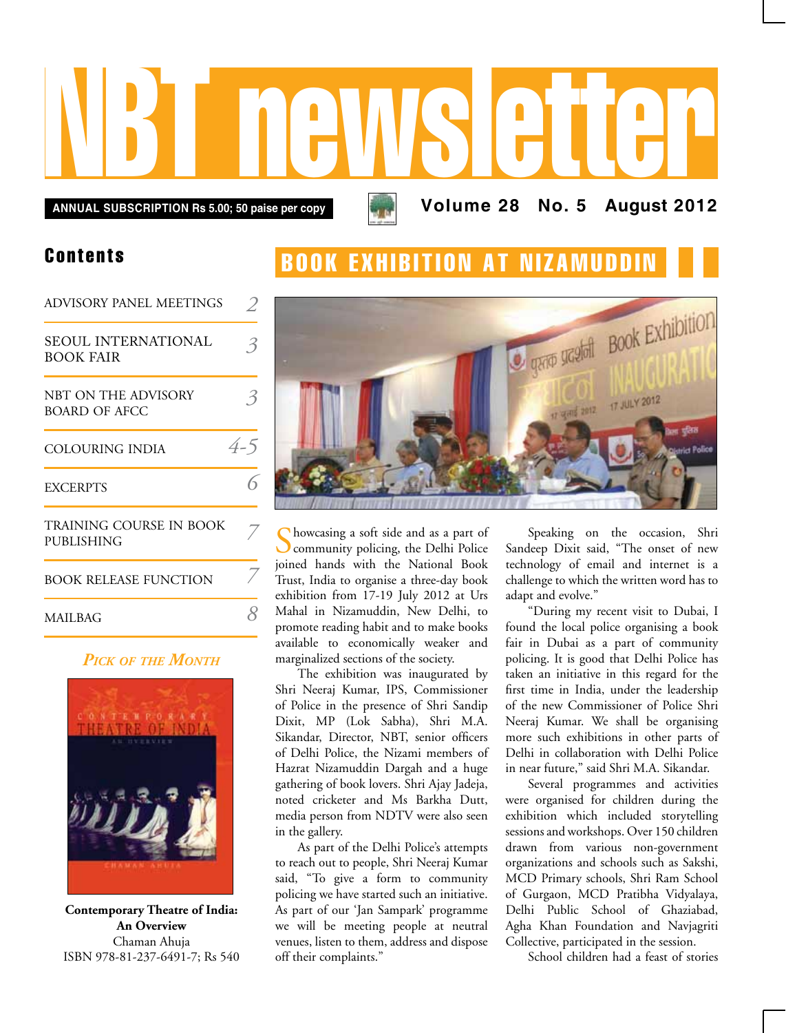# NBT newsletter

**ANNUAL SUBSCRIPTION Rs 5.00; 50 paise per copy**

**Volume 28 No. 5 August 2012**

## Contents

| | |
|---|---|
| ADVISORY PANEL MEETINGS | 2 |
| SEOUL INTERNATIONAL BOOK FAIR | 3 |
| NBT ON THE ADVISORY BOARD OF AFCC | 3 |
| COLOURING INDIA | 4-5 |
| EXCERPTS | 6 |
| TRAINING COURSE IN BOOK PUBLISHING | 7 |
| BOOK RELEASE FUNCTION | 7 |
| MAILBAG | 8 |

### *Pick of the Month*

**Contemporary Theatre of India: An Overview**
Chaman Ahuja
ISBN 978-81-237-6491-7; Rs 540

## BOOK EXHIBITION AT NIZAMUDDIN

Showcasing a soft side and as a part of community policing, the Delhi Police joined hands with the National Book Trust, India to organise a three-day book exhibition from 17-19 July 2012 at Urs Mahal in Nizamuddin, New Delhi, to promote reading habit and to make books available to economically weaker and marginalized sections of the society.

The exhibition was inaugurated by Shri Neeraj Kumar, IPS, Commissioner of Police in the presence of Shri Sandip Dixit, MP (Lok Sabha), Shri M.A. Sikandar, Director, NBT, senior officers of Delhi Police, the Nizami members of Hazrat Nizamuddin Dargah and a huge gathering of book lovers. Shri Ajay Jadeja, noted cricketer and Ms Barkha Dutt, media person from NDTV were also seen in the gallery.

As part of the Delhi Police's attempts to reach out to people, Shri Neeraj Kumar said, "To give a form to community policing we have started such an initiative. As part of our 'Jan Sampark' programme we will be meeting people at neutral venues, listen to them, address and dispose off their complaints."

Speaking on the occasion, Shri Sandeep Dixit said, "The onset of new technology of email and internet is a challenge to which the written word has to adapt and evolve."

"During my recent visit to Dubai, I found the local police organising a book fair in Dubai as a part of community policing. It is good that Delhi Police has taken an initiative in this regard for the first time in India, under the leadership of the new Commissioner of Police Shri Neeraj Kumar. We shall be organising more such exhibitions in other parts of Delhi in collaboration with Delhi Police in near future," said Shri M.A. Sikandar.

Several programmes and activities were organised for children during the exhibition which included storytelling sessions and workshops. Over 150 children drawn from various non-government organizations and schools such as Sakshi, MCD Primary schools, Shri Ram School of Gurgaon, MCD Pratibha Vidyalaya, Delhi Public School of Ghaziabad, Agha Khan Foundation and Navjagriti Collective, participated in the session.

School children had a feast of stories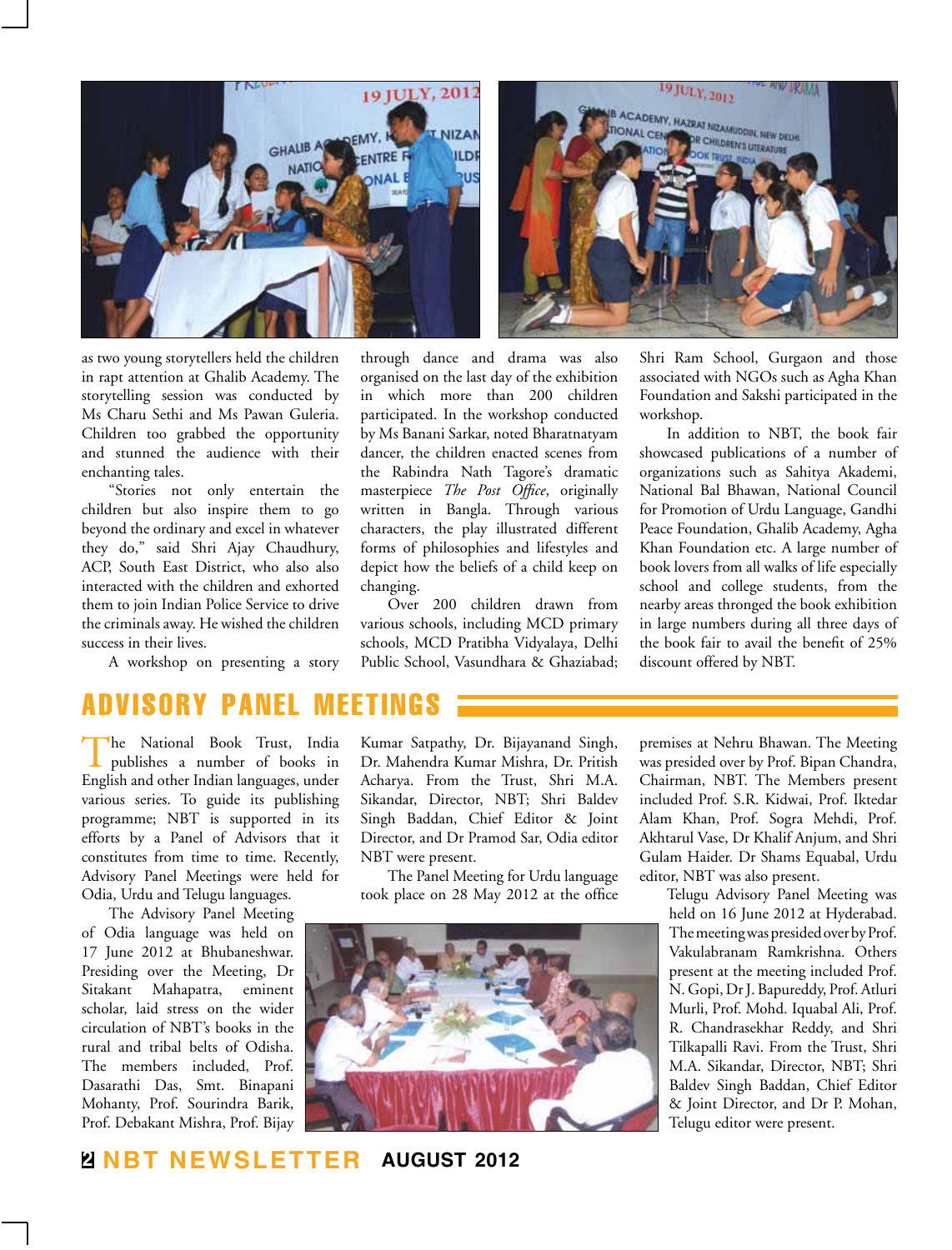as two young storytellers held the children in rapt attention at Ghalib Academy. The storytelling session was conducted by Ms Charu Sethi and Ms Pawan Guleria. Children too grabbed the opportunity and stunned the audience with their enchanting tales.

"Stories not only entertain the children but also inspire them to go beyond the ordinary and excel in whatever they do," said Shri Ajay Chaudhury, ACP, South East District, who also interacted with the children and exhorted them to join Indian Police Service to drive the criminals away. He wished the children success in their lives.

A workshop on presenting a story through dance and drama was also organised on the last day of the exhibition in which more than 200 children participated. In the workshop conducted by Ms Banani Sarkar, noted Bharatnatyam dancer, the children enacted scenes from the Rabindra Nath Tagore's dramatic masterpiece *The Post Office*, originally written in Bangla. Through various characters, the play illustrated different forms of philosophies and lifestyles and depict how the beliefs of a child keep on changing.

Over 200 children drawn from various schools, including MCD primary schools, MCD Pratibha Vidyalaya, Delhi Public School, Vasundhara & Ghaziabad; Shri Ram School, Gurgaon and those associated with NGOs such as Agha Khan Foundation and Sakshi participated in the workshop.

In addition to NBT, the book fair showcased publications of a number of organizations such as Sahitya Akademi, National Bal Bhawan, National Council for Promotion of Urdu Language, Gandhi Peace Foundation, Ghalib Academy, Agha Khan Foundation etc. A large number of book lovers from all walks of life especially school and college students, from the nearby areas thronged the book exhibition in large numbers during all three days of the book fair to avail the benefit of 25% discount offered by NBT.

## ADVISORY PANEL MEETINGS

The National Book Trust, India publishes a number of books in English and other Indian languages, under various series. To guide its publishing programme; NBT is supported in its efforts by a Panel of Advisors that it constitutes from time to time. Recently, Advisory Panel Meetings were held for Odia, Urdu and Telugu languages.

The Advisory Panel Meeting of Odia language was held on 17 June 2012 at Bhubaneshwar. Presiding over the Meeting, Dr Sitakant Mahapatra, eminent scholar, laid stress on the wider circulation of NBT's books in the rural and tribal belts of Odisha. The members included, Prof. Dasarathi Das, Smt. Binapani Mohanty, Prof. Sourindra Barik, Prof. Debakant Mishra, Prof. Bijay Kumar Satpathy, Dr. Bijayanand Singh, Dr. Mahendra Kumar Mishra, Dr. Pritish Acharya. From the Trust, Shri M.A. Sikandar, Director, NBT; Shri Baldev Singh Baddan, Chief Editor & Joint Director, and Dr Pramod Sar, Odia editor NBT were present.

The Panel Meeting for Urdu language took place on 28 May 2012 at the office premises at Nehru Bhawan. The Meeting was presided over by Prof. Bipan Chandra, Chairman, NBT. The Members present included Prof. S.R. Kidwai, Prof. Iktedar Alam Khan, Prof. Sogra Mehdi, Prof. Akhtarul Vase, Dr Khalif Anjum, and Shri Gulam Haider. Dr Shams Equabal, Urdu editor, NBT was also present.

Telugu Advisory Panel Meeting was held on 16 June 2012 at Hyderabad. The meeting was presided over by Prof. Vakulabranam Ramkrishna. Others present at the meeting included Prof. N. Gopi, Dr J. Bapureddy, Prof. Atluri Murli, Prof. Mohd. Iqubal Ali, Prof. R. Chandrasekhar Reddy, and Shri Tilkapalli Ravi. From the Trust, Shri M.A. Sikandar, Director, NBT; Shri Baldev Singh Baddan, Chief Editor & Joint Director, and Dr P. Mohan, Telugu editor were present.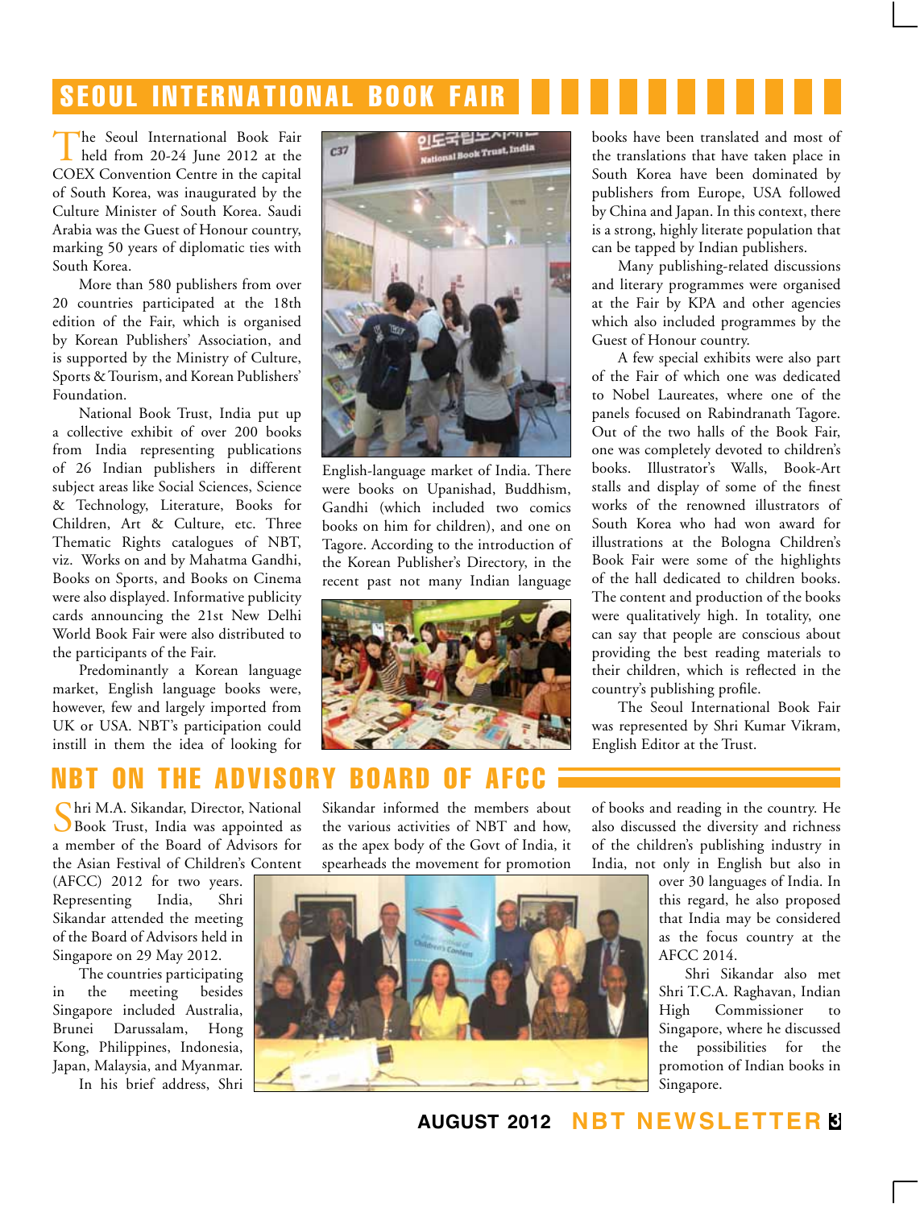## SEOUL INTERNATIONAL BOOK FAIR

The Seoul International Book Fair held from 20-24 June 2012 at the COEX Convention Centre in the capital of South Korea, was inaugurated by the Culture Minister of South Korea. Saudi Arabia was the Guest of Honour country, marking 50 years of diplomatic ties with South Korea.

More than 580 publishers from over 20 countries participated at the 18th edition of the Fair, which is organised by Korean Publishers' Association, and is supported by the Ministry of Culture, Sports & Tourism, and Korean Publishers' Foundation.

National Book Trust, India put up a collective exhibit of over 200 books from India representing publications of 26 Indian publishers in different subject areas like Social Sciences, Science & Technology, Literature, Books for Children, Art & Culture, etc. Three Thematic Rights catalogues of NBT, viz. Works on and by Mahatma Gandhi, Books on Sports, and Books on Cinema were also displayed. Informative publicity cards announcing the 21st New Delhi World Book Fair were also distributed to the participants of the Fair.

Predominantly a Korean language market, English language books were, however, few and largely imported from UK or USA. NBT's participation could instill in them the idea of looking for English-language market of India. There were books on Upanishad, Buddhism, Gandhi (which included two comics books on him for children), and one on Tagore. According to the introduction of the Korean Publisher's Directory, in the recent past not many Indian language books have been translated and most of the translations that have taken place in South Korea have been dominated by publishers from Europe, USA followed by China and Japan. In this context, there is a strong, highly literate population that can be tapped by Indian publishers.

Many publishing-related discussions and literary programmes were organised at the Fair by KPA and other agencies which also included programmes by the Guest of Honour country.

A few special exhibits were also part of the Fair of which one was dedicated to Nobel Laureates, where one of the panels focused on Rabindranath Tagore. Out of the two halls of the Book Fair, one was completely devoted to children's books. Illustrator's Walls, Book-Art stalls and display of some of the finest works of the renowned illustrators of South Korea who had won award for illustrations at the Bologna Children's Book Fair were some of the highlights of the hall dedicated to children books. The content and production of the books were qualitatively high. In totality, one can say that people are conscious about providing the best reading materials to their children, which is reflected in the country's publishing profile.

The Seoul International Book Fair was represented by Shri Kumar Vikram, English Editor at the Trust.

## NBT ON THE ADVISORY BOARD OF AFCC

Shri M.A. Sikandar, Director, National Book Trust, India was appointed as a member of the Board of Advisors for the Asian Festival of Children's Content (AFCC) 2012 for two years. Representing India, Shri Sikandar attended the meeting of the Board of Advisors held in Singapore on 29 May 2012.

The countries participating in the meeting besides Singapore included Australia, Brunei Darussalam, Hong Kong, Philippines, Indonesia, Japan, Malaysia, and Myanmar.

In his brief address, Shri Sikandar informed the members about the various activities of NBT and how, as the apex body of the Govt of India, it spearheads the movement for promotion of books and reading in the country. He also discussed the diversity and richness of the children's publishing industry in India, not only in English but also in over 30 languages of India. In this regard, he also proposed that India may be considered as the focus country at the AFCC 2014.

Shri Sikandar also met Shri T.C.A. Raghavan, Indian High Commissioner to Singapore, where he discussed the possibilities for the promotion of Indian books in Singapore.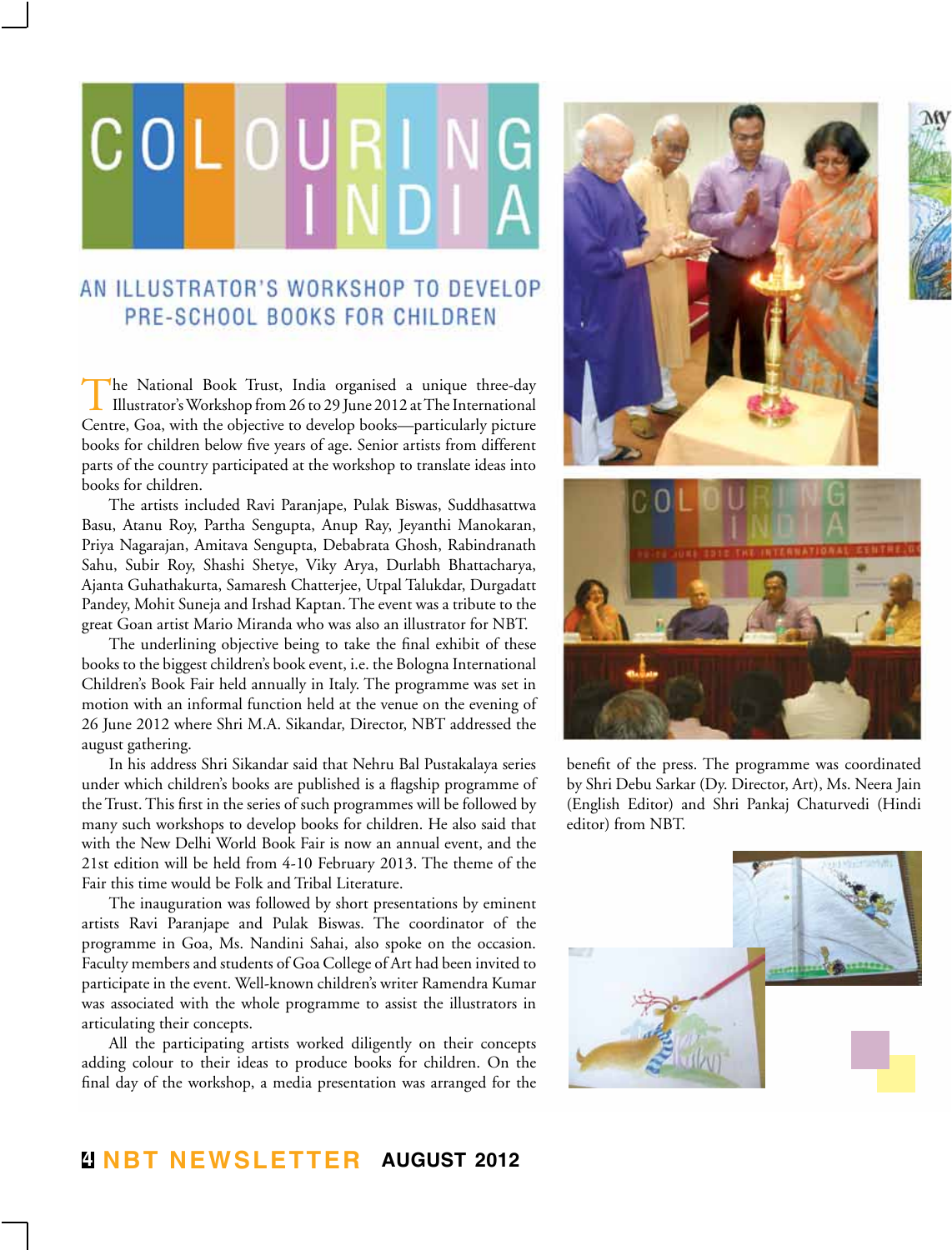# COLOURING INDIA

## AN ILLUSTRATOR'S WORKSHOP TO DEVELOP PRE-SCHOOL BOOKS FOR CHILDREN

The National Book Trust, India organised a unique three-day Illustrator's Workshop from 26 to 29 June 2012 at The International Centre, Goa, with the objective to develop books—particularly picture books for children below five years of age. Senior artists from different parts of the country participated at the workshop to translate ideas into books for children.

The artists included Ravi Paranjape, Pulak Biswas, Suddhasattwa Basu, Atanu Roy, Partha Sengupta, Anup Ray, Jeyanthi Manokaran, Priya Nagarajan, Amitava Sengupta, Debabrata Ghosh, Rabindranath Sahu, Subir Roy, Shashi Shetye, Viky Arya, Durlabh Bhattacharya, Ajanta Guhathakurta, Samaresh Chatterjee, Utpal Talukdar, Durgadatt Pandey, Mohit Suneja and Irshad Kaptan. The event was a tribute to the great Goan artist Mario Miranda who was also an illustrator for NBT.

The underlining objective being to take the final exhibit of these books to the biggest children's book event, i.e. the Bologna International Children's Book Fair held annually in Italy. The programme was set in motion with an informal function held at the venue on the evening of 26 June 2012 where Shri M.A. Sikandar, Director, NBT addressed the august gathering.

In his address Shri Sikandar said that Nehru Bal Pustakalaya series under which children's books are published is a flagship programme of the Trust. This first in the series of such programmes will be followed by many such workshops to develop books for children. He also said that with the New Delhi World Book Fair is now an annual event, and the 21st edition will be held from 4-10 February 2013. The theme of the Fair this time would be Folk and Tribal Literature.

The inauguration was followed by short presentations by eminent artists Ravi Paranjape and Pulak Biswas. The coordinator of the programme in Goa, Ms. Nandini Sahai, also spoke on the occasion. Faculty members and students of Goa College of Art had been invited to participate in the event. Well-known children's writer Ramendra Kumar was associated with the whole programme to assist the illustrators in articulating their concepts.

All the participating artists worked diligently on their concepts adding colour to their ideas to produce books for children. On the final day of the workshop, a media presentation was arranged for the benefit of the press. The programme was coordinated by Shri Debu Sarkar (Dy. Director, Art), Ms. Neera Jain (English Editor) and Shri Pankaj Chaturvedi (Hindi editor) from NBT.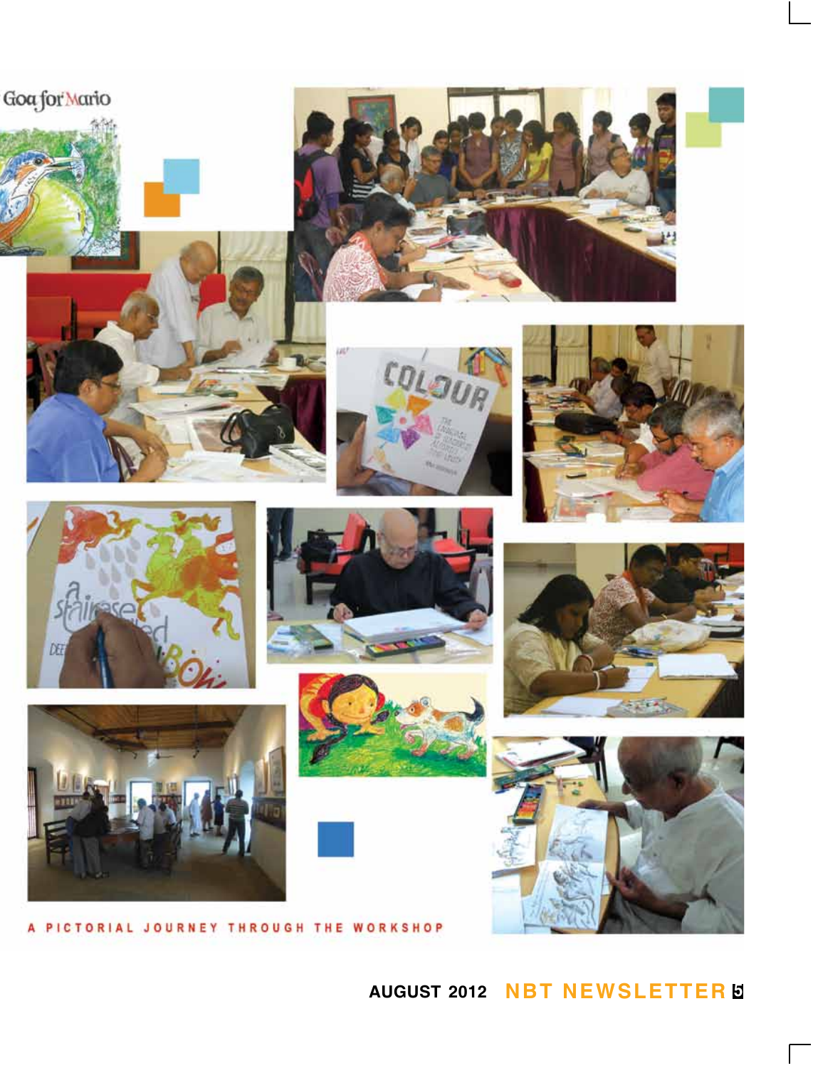A PICTORIAL JOURNEY THROUGH THE WORKSHOP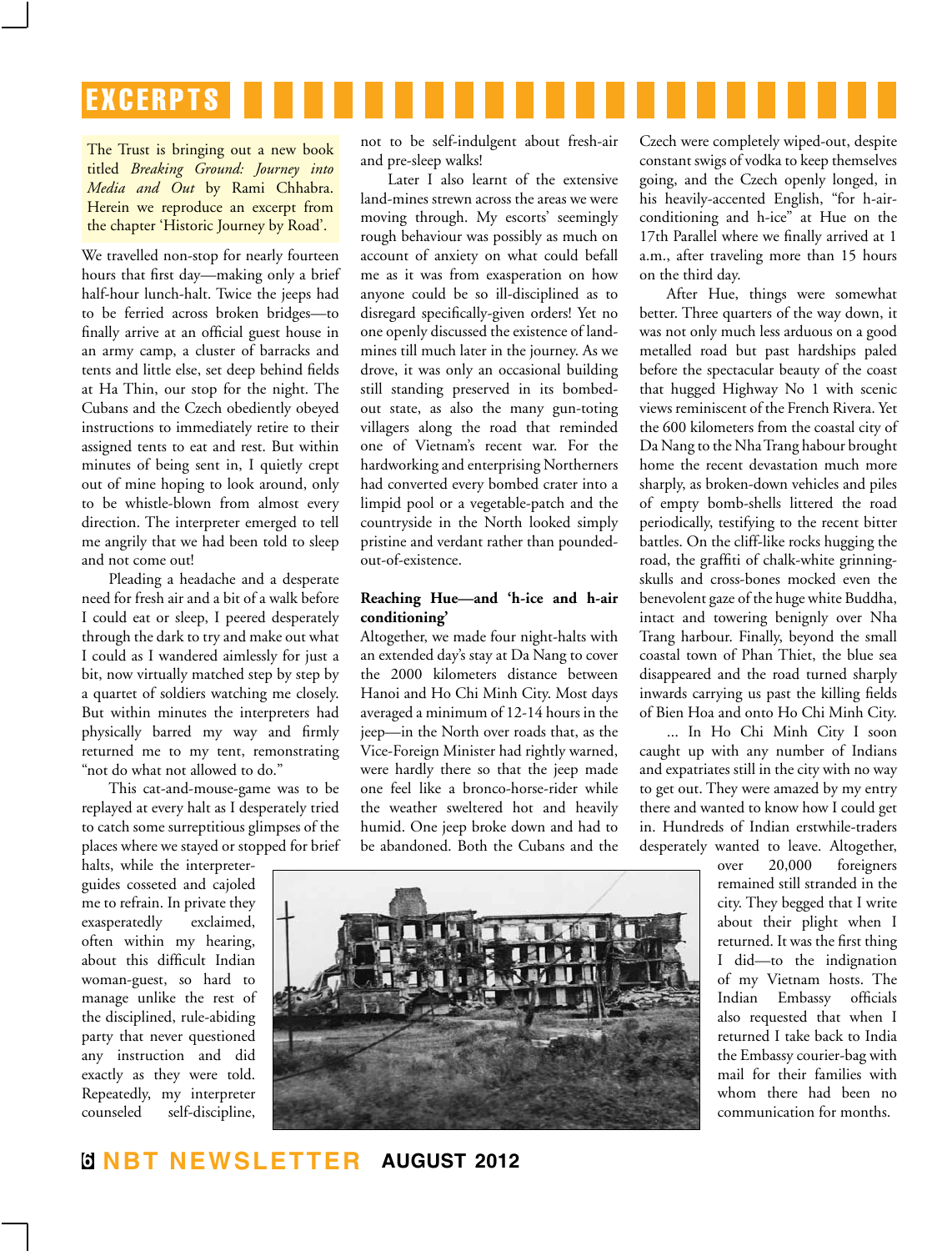# EXCERPTS

The Trust is bringing out a new book titled *Breaking Ground: Journey into Media and Out* by Rami Chhabra. Herein we reproduce an excerpt from the chapter 'Historic Journey by Road'.

We travelled non-stop for nearly fourteen hours that first day—making only a brief half-hour lunch-halt. Twice the jeeps had to be ferried across broken bridges—to finally arrive at an official guest house in an army camp, a cluster of barracks and tents and little else, set deep behind fields at Ha Thin, our stop for the night. The Cubans and the Czech obediently obeyed instructions to immediately retire to their assigned tents to eat and rest. But within minutes of being sent in, I quietly crept out of mine hoping to look around, only to be whistle-blown from almost every direction. The interpreter emerged to tell me angrily that we had been told to sleep and not come out!

Pleading a headache and a desperate need for fresh air and a bit of a walk before I could eat or sleep, I peered desperately through the dark to try and make out what I could as I wandered aimlessly for just a bit, now virtually matched step by step by a quartet of soldiers watching me closely. But within minutes the interpreters had physically barred my way and firmly returned me to my tent, remonstrating "not do what not allowed to do."

This cat-and-mouse-game was to be replayed at every halt as I desperately tried to catch some surreptitious glimpses of the places where we stayed or stopped for brief halts, while the interpreter-guides cosseted and cajoled me to refrain. In private they exasperatedly exclaimed, often within my hearing, about this difficult Indian woman-guest, so hard to manage unlike the rest of the disciplined, rule-abiding party that never questioned any instruction and did exactly as they were told. Repeatedly, my interpreter counseled self-discipline, not to be self-indulgent about fresh-air and pre-sleep walks!

Later I also learnt of the extensive land-mines strewn across the areas we were moving through. My escorts' seemingly rough behaviour was possibly as much on account of anxiety on what could befall me as it was from exasperation on how anyone could be so ill-disciplined as to disregard specifically-given orders! Yet no one openly discussed the existence of land-mines till much later in the journey. As we drove, it was only an occasional building still standing preserved in its bombed-out state, as also the many gun-toting villagers along the road that reminded one of Vietnam's recent war. For the hardworking and enterprising Northerners had converted every bombed crater into a limpid pool or a vegetable-patch and the countryside in the North looked simply pristine and verdant rather than pounded-out-of-existence.

**Reaching Hue—and 'h-ice and h-air conditioning'**

Altogether, we made four night-halts with an extended day's stay at Da Nang to cover the 2000 kilometers distance between Hanoi and Ho Chi Minh City. Most days averaged a minimum of 12-14 hours in the jeep—in the North over roads that, as the Vice-Foreign Minister had rightly warned, were hardly there so that the jeep made one feel like a bronco-horse-rider while the weather sweltered hot and heavily humid. One jeep broke down and had to be abandoned. Both the Cubans and the Czech were completely wiped-out, despite constant swigs of vodka to keep themselves going, and the Czech openly longed, in his heavily-accented English, "for h-air-conditioning and h-ice" at Hue on the 17th Parallel where we finally arrived at 1 a.m., after traveling more than 15 hours on the third day.

After Hue, things were somewhat better. Three quarters of the way down, it was not only much less arduous on a good metalled road but past hardships paled before the spectacular beauty of the coast that hugged Highway No 1 with scenic views reminiscent of the French Rivera. Yet the 600 kilometers from the coastal city of Da Nang to the Nha Trang habour brought home the recent devastation much more sharply, as broken-down vehicles and piles of empty bomb-shells littered the road periodically, testifying to the recent bitter battles. On the cliff-like rocks hugging the road, the graffiti of chalk-white grinning-skulls and cross-bones mocked even the benevolent gaze of the huge white Buddha, intact and towering benignly over Nha Trang harbour. Finally, beyond the small coastal town of Phan Thiet, the blue sea disappeared and the road turned sharply inwards carrying us past the killing fields of Bien Hoa and onto Ho Chi Minh City.

... In Ho Chi Minh City I soon caught up with any number of Indians and expatriates still in the city with no way to get out. They were amazed by my entry there and wanted to know how I could get in. Hundreds of Indian erstwhile-traders desperately wanted to leave. Altogether, over 20,000 foreigners remained still stranded in the city. They begged that I write about their plight when I returned. It was the first thing I did—to the indignation of my Vietnam hosts. The Indian Embassy officials also requested that when I returned I take back to India the Embassy courier-bag with mail for their families with whom there had been no communication for months.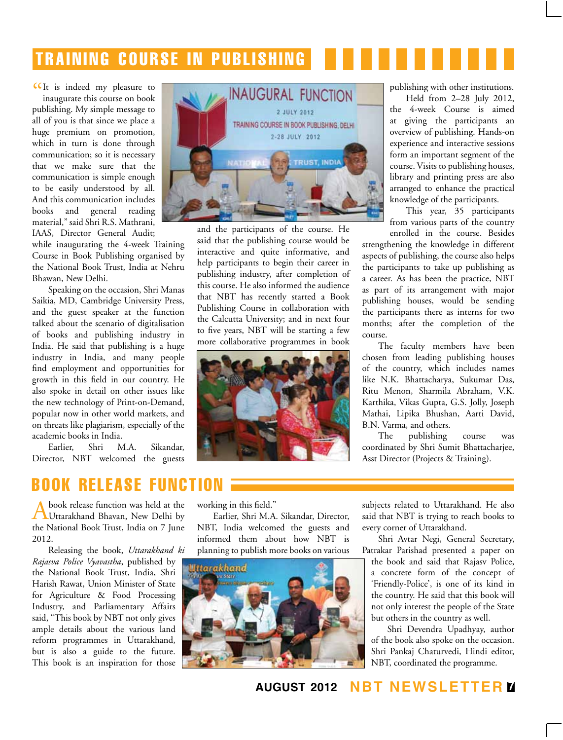## TRAINING COURSE IN PUBLISHING

"It is indeed my pleasure to inaugurate this course on book publishing. My simple message to all of you is that since we place a huge premium on promotion, which in turn is done through communication; so it is necessary that we make sure that the communication is simple enough to be easily understood by all. And this communication includes books and general reading material," said Shri R.S. Mathrani, IAAS, Director General Audit; while inaugurating the 4-week Training Course in Book Publishing organised by the National Book Trust, India at Nehru Bhawan, New Delhi.

Speaking on the occasion, Shri Manas Saikia, MD, Cambridge University Press, and the guest speaker at the function talked about the scenario of digitalisation of books and publishing industry in India. He said that publishing is a huge industry in India, and many people find employment and opportunities for growth in this field in our country. He also spoke in detail on other issues like the new technology of Print-on-Demand, popular now in other world markets, and on threats like plagiarism, especially of the academic books in India.

Earlier, Shri M.A. Sikandar, Director, NBT welcomed the guests and the participants of the course. He said that the publishing course would be interactive and quite informative, and help participants to begin their career in publishing industry, after completion of this course. He also informed the audience that NBT has recently started a Book Publishing Course in collaboration with the Calcutta University; and in next four to five years, NBT will be starting a few more collaborative programmes in book publishing with other institutions.

Held from 2–28 July 2012, the 4-week Course is aimed at giving the participants an overview of publishing. Hands-on experience and interactive sessions form an important segment of the course. Visits to publishing houses, library and printing press are also arranged to enhance the practical knowledge of the participants.

This year, 35 participants from various parts of the country enrolled in the course. Besides strengthening the knowledge in different aspects of publishing, the course also helps the participants to take up publishing as a career. As has been the practice, NBT as part of its arrangement with major publishing houses, would be sending the participants there as interns for two months; after the completion of the course.

The faculty members have been chosen from leading publishing houses of the country, which includes names like N.K. Bhattacharya, Sukumar Das, Ritu Menon, Sharmila Abraham, V.K. Karthika, Vikas Gupta, G.S. Jolly, Joseph Mathai, Lipika Bhushan, Aarti David, B.N. Varma, and others.

The publishing course was coordinated by Shri Sumit Bhattacharjee, Asst Director (Projects & Training).

## BOOK RELEASE FUNCTION

A book release function was held at the Uttarakhand Bhavan, New Delhi by the National Book Trust, India on 7 June 2012.

Releasing the book, *Uttarakhand ki Rajasva Police Vyavastha*, published by the National Book Trust, India, Shri Harish Rawat, Union Minister of State for Agriculture & Food Processing Industry, and Parliamentary Affairs said, "This book by NBT not only gives ample details about the various land reform programmes in Uttarakhand, but is also a guide to the future. This book is an inspiration for those working in this field."

Earlier, Shri M.A. Sikandar, Director, NBT, India welcomed the guests and informed them about how NBT is planning to publish more books on various subjects related to Uttarakhand. He also said that NBT is trying to reach books to every corner of Uttarakhand.

Shri Avtar Negi, General Secretary, Patrakar Parishad presented a paper on the book and said that Rajasv Police, a concrete form of the concept of 'Friendly-Police', is one of its kind in the country. He said that this book will not only interest the people of the State but others in the country as well.

Shri Devendra Upadhyay, author of the book also spoke on the occasion. Shri Pankaj Chaturvedi, Hindi editor, NBT, coordinated the programme.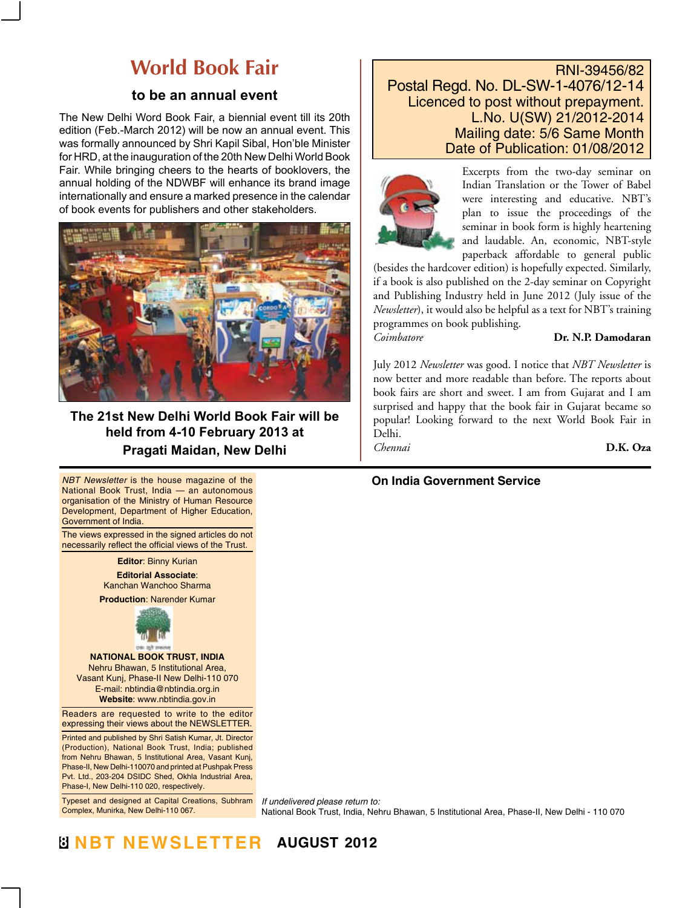# World Book Fair

## to be an annual event

The New Delhi Word Book Fair, a biennial event till its 20th edition (Feb.-March 2012) will be now an annual event. This was formally announced by Shri Kapil Sibal, Hon'ble Minister for HRD, at the inauguration of the 20th New Delhi World Book Fair. While bringing cheers to the hearts of booklovers, the annual holding of the NDWBF will enhance its brand image internationally and ensure a marked presence in the calendar of book events for publishers and other stakeholders.

**The 21st New Delhi World Book Fair will be held from 4-10 February 2013 at Pragati Maidan, New Delhi**

RNI-39456/82
Postal Regd. No. DL-SW-1-4076/12-14
Licenced to post without prepayment.
L.No. U(SW) 21/2012-2014
Mailing date: 5/6 Same Month
Date of Publication: 01/08/2012

Excerpts from the two-day seminar on Indian Translation or the Tower of Babel were interesting and educative. NBT's plan to issue the proceedings of the seminar in book form is highly heartening and laudable. An, economic, NBT-style paperback affordable to general public (besides the hardcover edition) is hopefully expected. Similarly, if a book is also published on the 2-day seminar on Copyright and Publishing Industry held in June 2012 (July issue of the *Newsletter*), it would also be helpful as a text for NBT's training programmes on book publishing.

*Coimbatore* **Dr. N.P. Damodaran**

July 2012 *Newsletter* was good. I notice that *NBT Newsletter* is now better and more readable than before. The reports about book fairs are short and sweet. I am from Gujarat and I am surprised and happy that the book fair in Gujarat became so popular! Looking forward to the next World Book Fair in Delhi.

*Chennai* **D.K. Oza**

*NBT Newsletter* is the house magazine of the National Book Trust, India — an autonomous organisation of the Ministry of Human Resource Development, Department of Higher Education, Government of India.

The views expressed in the signed articles do not necessarily reflect the official views of the Trust.

**Editor**: Binny Kurian

**Editorial Associate**: Kanchan Wanchoo Sharma

**Production**: Narender Kumar

**NATIONAL BOOK TRUST, INDIA**
Nehru Bhawan, 5 Institutional Area,
Vasant Kunj, Phase-II New Delhi-110 070
E-mail: nbtindia@nbtindia.org.in
**Website**: www.nbtindia.gov.in

Readers are requested to write to the editor expressing their views about the NEWSLETTER.

Printed and published by Shri Satish Kumar, Jt. Director (Production), National Book Trust, India; published from Nehru Bhawan, 5 Institutional Area, Vasant Kunj, Phase-II, New Delhi-110070 and printed at Pushpak Press Pvt. Ltd., 203-204 DSIDC Shed, Okhla Industrial Area, Phase-I, New Delhi-110 020, respectively.

Typeset and designed at Capital Creations, Subhram Complex, Munirka, New Delhi-110 067.

**On India Government Service**

*If undelivered please return to:*
National Book Trust, India, Nehru Bhawan, 5 Institutional Area, Phase-II, New Delhi - 110 070